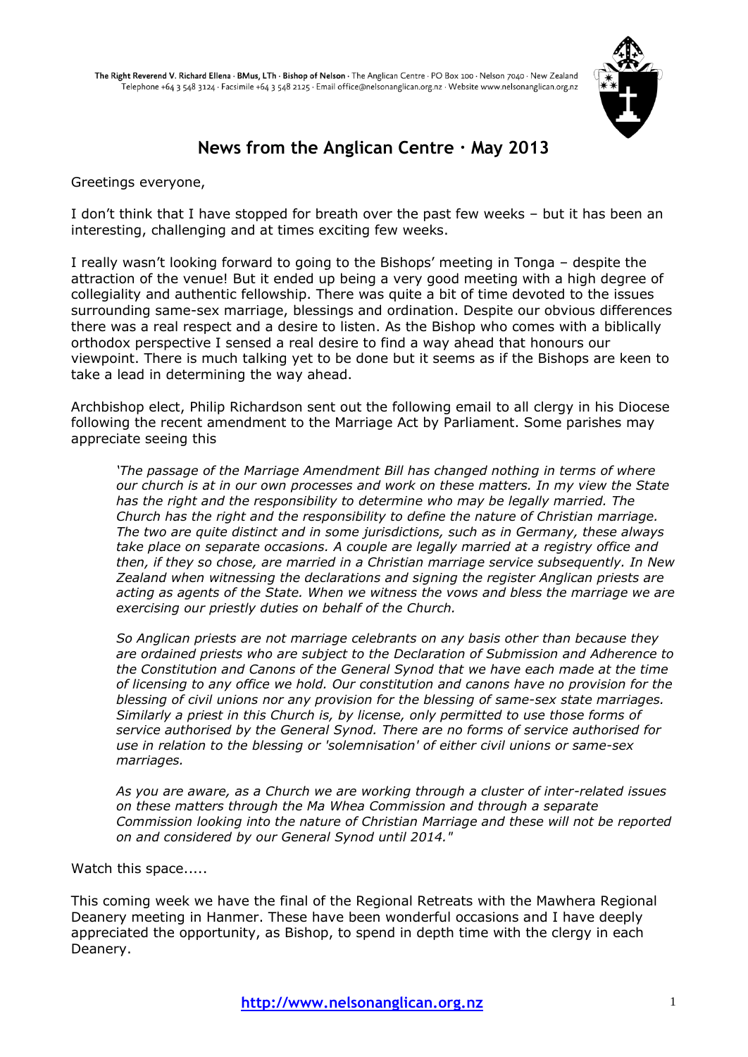The Right Reverend V. Richard Ellena · BMus, LTh · **Bishop of Nelson** · The Anglican Centre · PO Box 100 · Nelson 7040 · New Zealand
Telephone +64 3 548 3124 · Facsimile +64 3 548 2125 · Email office@nelsonanglican.org.nz · Website www.nelsonanglican.org.nz

# News from the Anglican Centre · May 2013

Greetings everyone,

I don't think that I have stopped for breath over the past few weeks – but it has been an interesting, challenging and at times exciting few weeks.

I really wasn't looking forward to going to the Bishops' meeting in Tonga – despite the attraction of the venue! But it ended up being a very good meeting with a high degree of collegiality and authentic fellowship. There was quite a bit of time devoted to the issues surrounding same-sex marriage, blessings and ordination. Despite our obvious differences there was a real respect and a desire to listen. As the Bishop who comes with a biblically orthodox perspective I sensed a real desire to find a way ahead that honours our viewpoint. There is much talking yet to be done but it seems as if the Bishops are keen to take a lead in determining the way ahead.

Archbishop elect, Philip Richardson sent out the following email to all clergy in his Diocese following the recent amendment to the Marriage Act by Parliament. Some parishes may appreciate seeing this

> *'The passage of the Marriage Amendment Bill has changed nothing in terms of where our church is at in our own processes and work on these matters. In my view the State has the right and the responsibility to determine who may be legally married. The Church has the right and the responsibility to define the nature of Christian marriage. The two are quite distinct and in some jurisdictions, such as in Germany, these always take place on separate occasions. A couple are legally married at a registry office and then, if they so chose, are married in a Christian marriage service subsequently. In New Zealand when witnessing the declarations and signing the register Anglican priests are acting as agents of the State. When we witness the vows and bless the marriage we are exercising our priestly duties on behalf of the Church.*
>
> *So Anglican priests are not marriage celebrants on any basis other than because they are ordained priests who are subject to the Declaration of Submission and Adherence to the Constitution and Canons of the General Synod that we have each made at the time of licensing to any office we hold. Our constitution and canons have no provision for the blessing of civil unions nor any provision for the blessing of same-sex state marriages. Similarly a priest in this Church is, by license, only permitted to use those forms of service authorised by the General Synod. There are no forms of service authorised for use in relation to the blessing or 'solemnisation' of either civil unions or same-sex marriages.*
>
> *As you are aware, as a Church we are working through a cluster of inter-related issues on these matters through the Ma Whea Commission and through a separate Commission looking into the nature of Christian Marriage and these will not be reported on and considered by our General Synod until 2014."*

Watch this space.....

This coming week we have the final of the Regional Retreats with the Mawhera Regional Deanery meeting in Hanmer. These have been wonderful occasions and I have deeply appreciated the opportunity, as Bishop, to spend in depth time with the clergy in each Deanery.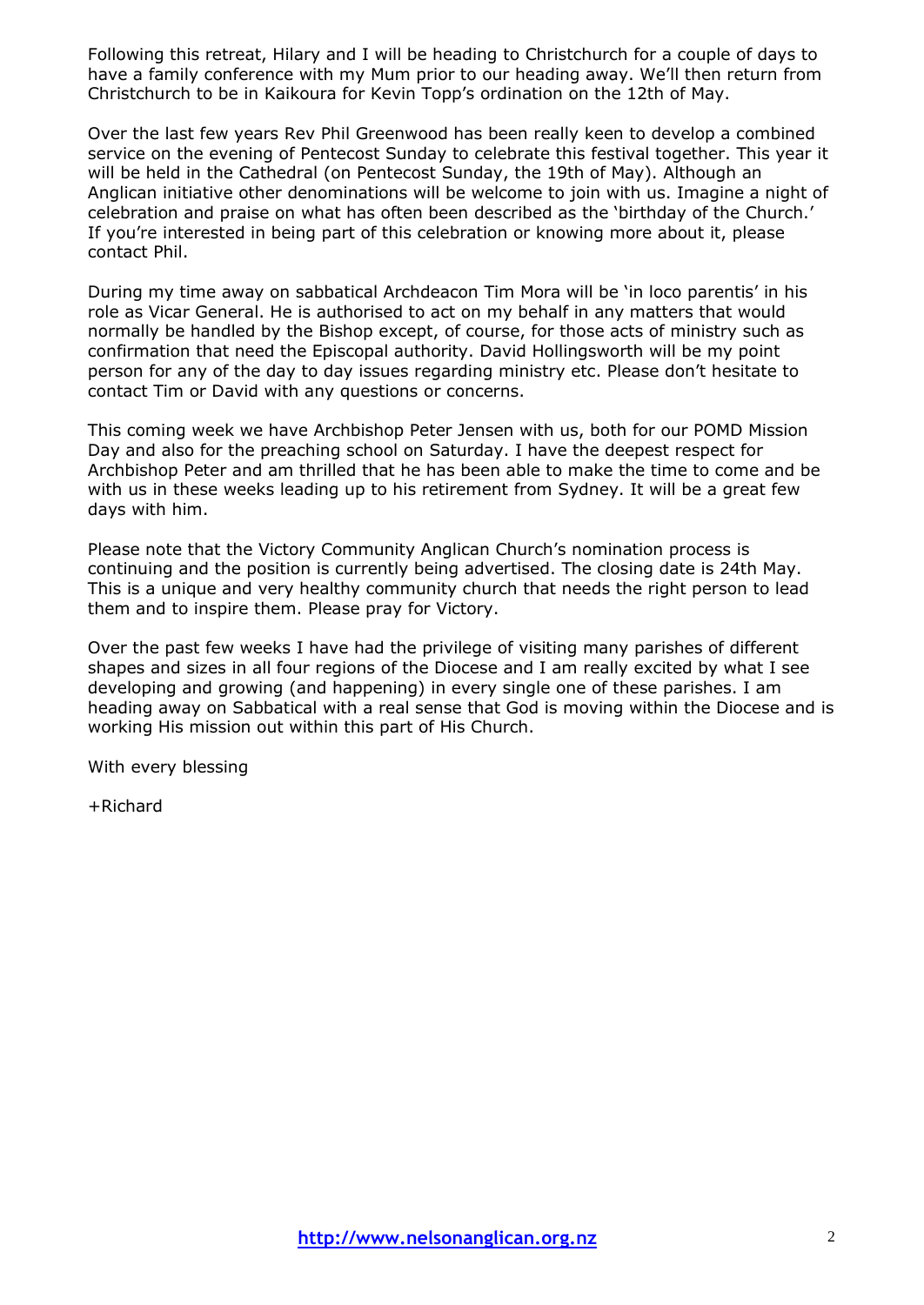Following this retreat, Hilary and I will be heading to Christchurch for a couple of days to have a family conference with my Mum prior to our heading away. We'll then return from Christchurch to be in Kaikoura for Kevin Topp's ordination on the 12th of May.

Over the last few years Rev Phil Greenwood has been really keen to develop a combined service on the evening of Pentecost Sunday to celebrate this festival together. This year it will be held in the Cathedral (on Pentecost Sunday, the 19th of May). Although an Anglican initiative other denominations will be welcome to join with us. Imagine a night of celebration and praise on what has often been described as the 'birthday of the Church.' If you're interested in being part of this celebration or knowing more about it, please contact Phil.

During my time away on sabbatical Archdeacon Tim Mora will be 'in loco parentis' in his role as Vicar General. He is authorised to act on my behalf in any matters that would normally be handled by the Bishop except, of course, for those acts of ministry such as confirmation that need the Episcopal authority. David Hollingsworth will be my point person for any of the day to day issues regarding ministry etc. Please don't hesitate to contact Tim or David with any questions or concerns.

This coming week we have Archbishop Peter Jensen with us, both for our POMD Mission Day and also for the preaching school on Saturday. I have the deepest respect for Archbishop Peter and am thrilled that he has been able to make the time to come and be with us in these weeks leading up to his retirement from Sydney. It will be a great few days with him.

Please note that the Victory Community Anglican Church's nomination process is continuing and the position is currently being advertised. The closing date is 24th May. This is a unique and very healthy community church that needs the right person to lead them and to inspire them. Please pray for Victory.

Over the past few weeks I have had the privilege of visiting many parishes of different shapes and sizes in all four regions of the Diocese and I am really excited by what I see developing and growing (and happening) in every single one of these parishes. I am heading away on Sabbatical with a real sense that God is moving within the Diocese and is working His mission out within this part of His Church.

With every blessing

+Richard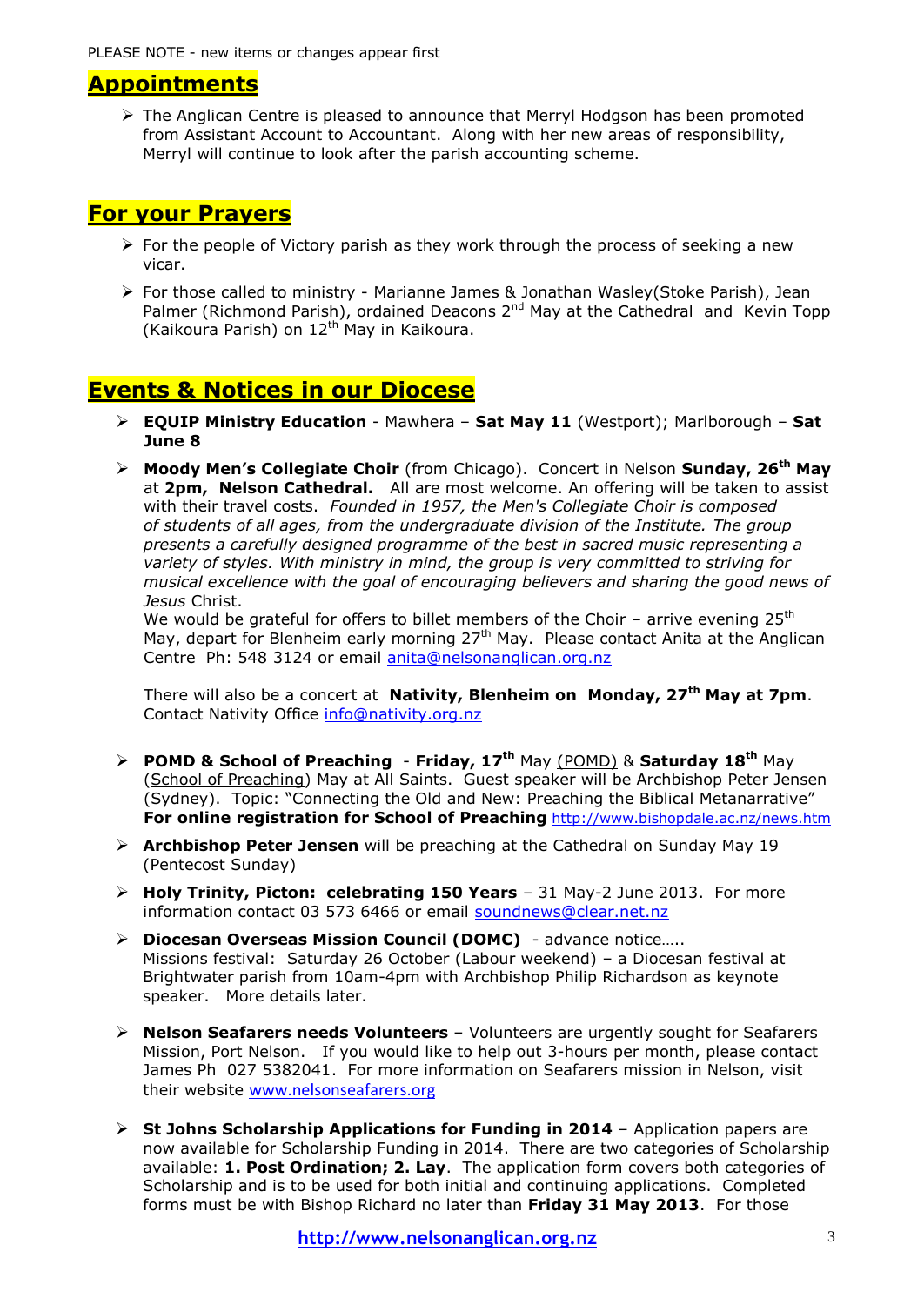PLEASE NOTE - new items or changes appear first

## Appointments

- The Anglican Centre is pleased to announce that Merryl Hodgson has been promoted from Assistant Account to Accountant. Along with her new areas of responsibility, Merryl will continue to look after the parish accounting scheme.

## For your Prayers

- For the people of Victory parish as they work through the process of seeking a new vicar.
- For those called to ministry - Marianne James & Jonathan Wasley(Stoke Parish), Jean Palmer (Richmond Parish), ordained Deacons 2nd May at the Cathedral and Kevin Topp (Kaikoura Parish) on 12th May in Kaikoura.

## Events & Notices in our Diocese

- **EQUIP Ministry Education** - Mawhera – **Sat May 11** (Westport); Marlborough – **Sat June 8**
- **Moody Men's Collegiate Choir** (from Chicago). Concert in Nelson **Sunday, 26th May** at **2pm, Nelson Cathedral.** All are most welcome. An offering will be taken to assist with their travel costs. *Founded in 1957, the Men's Collegiate Choir is composed of students of all ages, from the undergraduate division of the Institute. The group presents a carefully designed programme of the best in sacred music representing a variety of styles. With ministry in mind, the group is very committed to striving for musical excellence with the goal of encouraging believers and sharing the good news of Jesus* Christ.

  We would be grateful for offers to billet members of the Choir – arrive evening 25th May, depart for Blenheim early morning 27th May. Please contact Anita at the Anglican Centre Ph: 548 3124 or email anita@nelsonanglican.org.nz

  There will also be a concert at **Nativity, Blenheim on Monday, 27th May at 7pm**. Contact Nativity Office info@nativity.org.nz

- **POMD & School of Preaching** - **Friday, 17th** May (POMD) & **Saturday 18th** May (School of Preaching) May at All Saints. Guest speaker will be Archbishop Peter Jensen (Sydney). Topic: "Connecting the Old and New: Preaching the Biblical Metanarrative" **For online registration for School of Preaching** http://www.bishopdale.ac.nz/news.htm
- **Archbishop Peter Jensen** will be preaching at the Cathedral on Sunday May 19 (Pentecost Sunday)
- **Holy Trinity, Picton: celebrating 150 Years** – 31 May-2 June 2013. For more information contact 03 573 6466 or email soundnews@clear.net.nz
- **Diocesan Overseas Mission Council (DOMC)** - advance notice…..
  Missions festival: Saturday 26 October (Labour weekend) – a Diocesan festival at Brightwater parish from 10am-4pm with Archbishop Philip Richardson as keynote speaker. More details later.
- **Nelson Seafarers needs Volunteers** – Volunteers are urgently sought for Seafarers Mission, Port Nelson. If you would like to help out 3-hours per month, please contact James Ph 027 5382041. For more information on Seafarers mission in Nelson, visit their website www.nelsonseafarers.org
- **St Johns Scholarship Applications for Funding in 2014** – Application papers are now available for Scholarship Funding in 2014. There are two categories of Scholarship available: **1. Post Ordination; 2. Lay**. The application form covers both categories of Scholarship and is to be used for both initial and continuing applications. Completed forms must be with Bishop Richard no later than **Friday 31 May 2013**. For those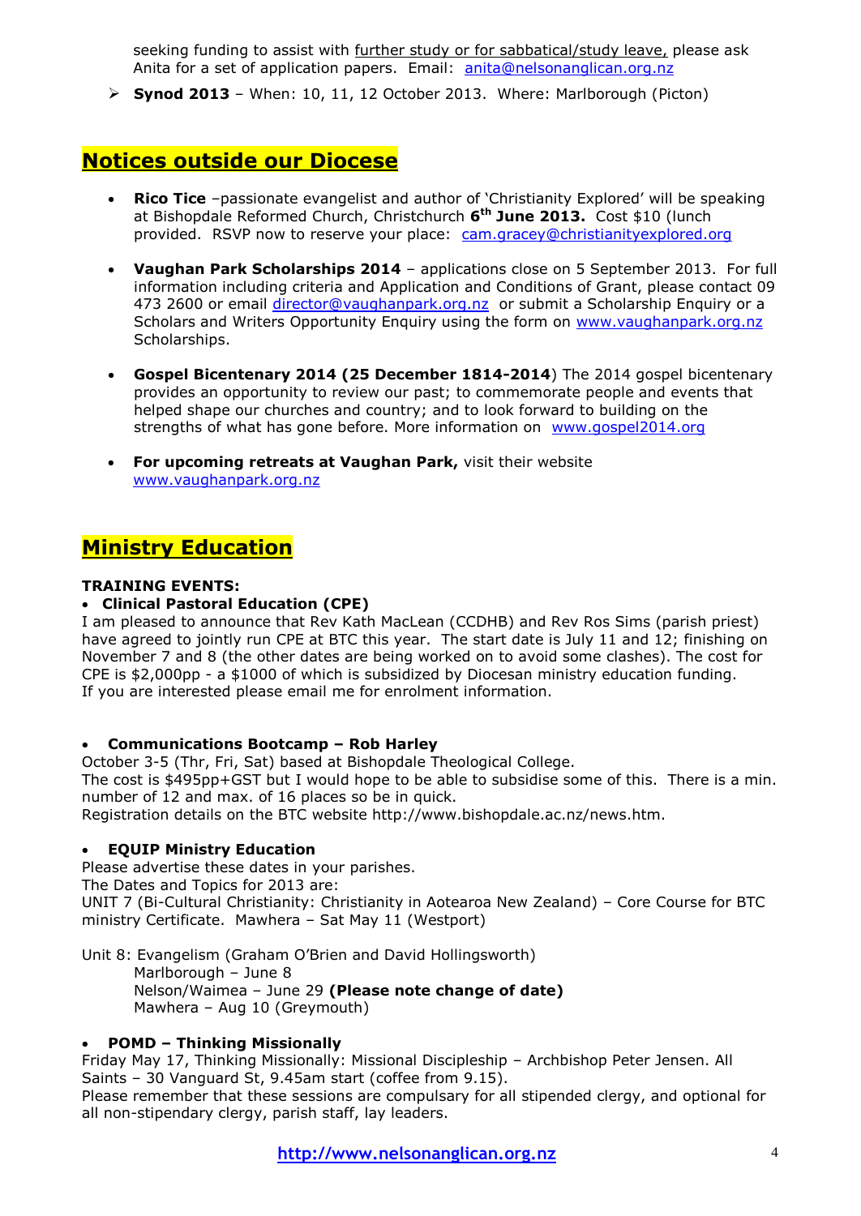seeking funding to assist with further study or for sabbatical/study leave, please ask Anita for a set of application papers. Email: anita@nelsonanglican.org.nz

- **Synod 2013** – When: 10, 11, 12 October 2013. Where: Marlborough (Picton)

## Notices outside our Diocese

- **Rico Tice** –passionate evangelist and author of 'Christianity Explored' will be speaking at Bishopdale Reformed Church, Christchurch **6th June 2013.** Cost $10 (lunch provided. RSVP now to reserve your place: cam.gracey@christianityexplored.org

- **Vaughan Park Scholarships 2014** – applications close on 5 September 2013. For full information including criteria and Application and Conditions of Grant, please contact 09 473 2600 or email director@vaughanpark.org.nz or submit a Scholarship Enquiry or a Scholars and Writers Opportunity Enquiry using the form on www.vaughanpark.org.nz Scholarships.

- **Gospel Bicentenary 2014 (25 December 1814-2014**) The 2014 gospel bicentenary provides an opportunity to review our past; to commemorate people and events that helped shape our churches and country; and to look forward to building on the strengths of what has gone before. More information on www.gospel2014.org

- **For upcoming retreats at Vaughan Park,** visit their website www.vaughanpark.org.nz

## Ministry Education

**TRAINING EVENTS:**

- **Clinical Pastoral Education (CPE)**

I am pleased to announce that Rev Kath MacLean (CCDHB) and Rev Ros Sims (parish priest) have agreed to jointly run CPE at BTC this year. The start date is July 11 and 12; finishing on November 7 and 8 (the other dates are being worked on to avoid some clashes). The cost for CPE is $2,000pp - a $1000 of which is subsidized by Diocesan ministry education funding.
If you are interested please email me for enrolment information.

- **Communications Bootcamp – Rob Harley**

October 3-5 (Thr, Fri, Sat) based at Bishopdale Theological College.
The cost is $495pp+GST but I would hope to be able to subsidise some of this. There is a min. number of 12 and max. of 16 places so be in quick.
Registration details on the BTC website http://www.bishopdale.ac.nz/news.htm.

- **EQUIP Ministry Education**

Please advertise these dates in your parishes.
The Dates and Topics for 2013 are:
UNIT 7 (Bi-Cultural Christianity: Christianity in Aotearoa New Zealand) – Core Course for BTC ministry Certificate. Mawhera – Sat May 11 (Westport)

Unit 8: Evangelism (Graham O'Brien and David Hollingsworth)
Marlborough – June 8
Nelson/Waimea – June 29 **(Please note change of date)**
Mawhera – Aug 10 (Greymouth)

- **POMD – Thinking Missionally**

Friday May 17, Thinking Missionally: Missional Discipleship – Archbishop Peter Jensen. All Saints – 30 Vanguard St, 9.45am start (coffee from 9.15).
Please remember that these sessions are compulsary for all stipended clergy, and optional for all non-stipendary clergy, parish staff, lay leaders.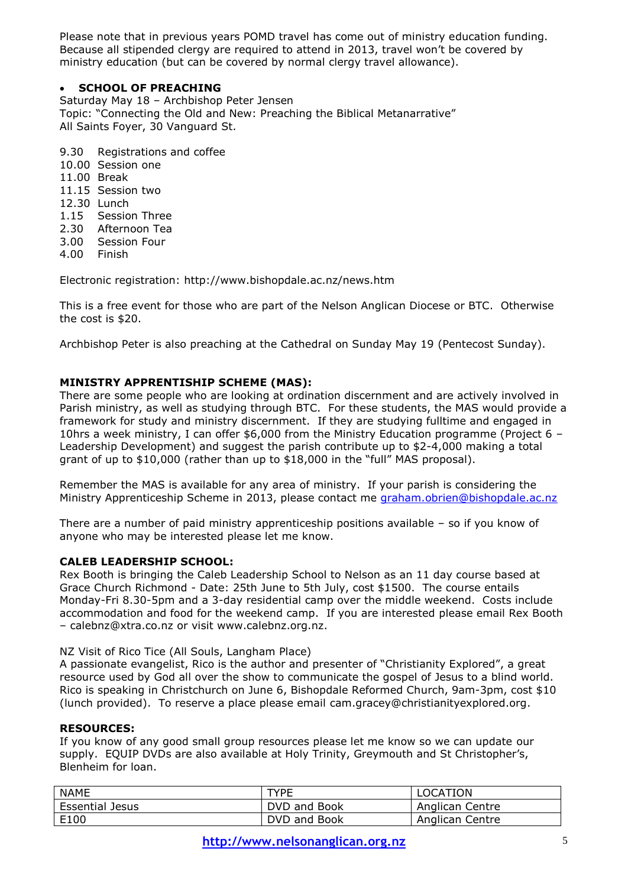Please note that in previous years POMD travel has come out of ministry education funding. Because all stipended clergy are required to attend in 2013, travel won't be covered by ministry education (but can be covered by normal clergy travel allowance).

- **SCHOOL OF PREACHING**

Saturday May 18 – Archbishop Peter Jensen
Topic: "Connecting the Old and New: Preaching the Biblical Metanarrative"
All Saints Foyer, 30 Vanguard St.

9.30 Registrations and coffee
10.00 Session one
11.00 Break
11.15 Session two
12.30 Lunch
1.15 Session Three
2.30 Afternoon Tea
3.00 Session Four
4.00 Finish

Electronic registration: http://www.bishopdale.ac.nz/news.htm

This is a free event for those who are part of the Nelson Anglican Diocese or BTC. Otherwise the cost is $20.

Archbishop Peter is also preaching at the Cathedral on Sunday May 19 (Pentecost Sunday).

**MINISTRY APPRENTISHIP SCHEME (MAS):**

There are some people who are looking at ordination discernment and are actively involved in Parish ministry, as well as studying through BTC. For these students, the MAS would provide a framework for study and ministry discernment. If they are studying fulltime and engaged in 10hrs a week ministry, I can offer $6,000 from the Ministry Education programme (Project 6 – Leadership Development) and suggest the parish contribute up to $2-4,000 making a total grant of up to $10,000 (rather than up to $18,000 in the "full" MAS proposal).

Remember the MAS is available for any area of ministry. If your parish is considering the Ministry Apprenticeship Scheme in 2013, please contact me graham.obrien@bishopdale.ac.nz

There are a number of paid ministry apprenticeship positions available – so if you know of anyone who may be interested please let me know.

**CALEB LEADERSHIP SCHOOL:**

Rex Booth is bringing the Caleb Leadership School to Nelson as an 11 day course based at Grace Church Richmond - Date: 25th June to 5th July, cost $1500. The course entails Monday-Fri 8.30-5pm and a 3-day residential camp over the middle weekend. Costs include accommodation and food for the weekend camp. If you are interested please email Rex Booth – calebnz@xtra.co.nz or visit www.calebnz.org.nz.

NZ Visit of Rico Tice (All Souls, Langham Place)

A passionate evangelist, Rico is the author and presenter of "Christianity Explored", a great resource used by God all over the show to communicate the gospel of Jesus to a blind world. Rico is speaking in Christchurch on June 6, Bishopdale Reformed Church, 9am-3pm, cost $10 (lunch provided). To reserve a place please email cam.gracey@christianityexplored.org.

**RESOURCES:**

If you know of any good small group resources please let me know so we can update our supply. EQUIP DVDs are also available at Holy Trinity, Greymouth and St Christopher's, Blenheim for loan.

| NAME | TYPE | LOCATION |
|---|---|---|
| Essential Jesus | DVD and Book | Anglican Centre |
| E100 | DVD and Book | Anglican Centre |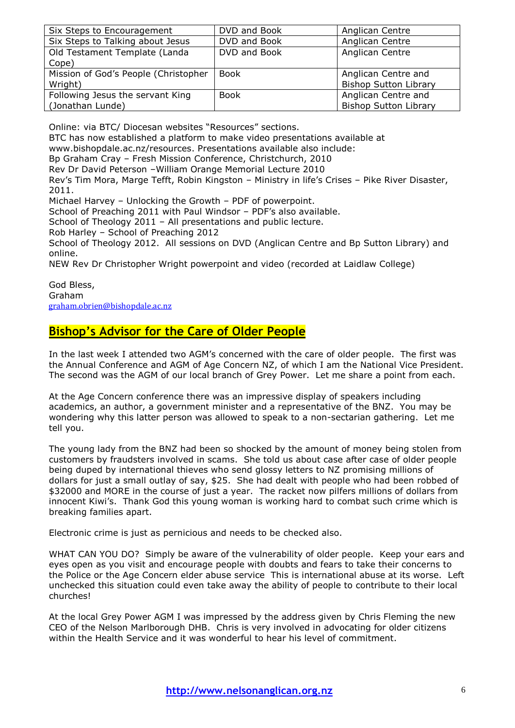| Six Steps to Encouragement | DVD and Book | Anglican Centre |
|---|---|---|
| Six Steps to Talking about Jesus | DVD and Book | Anglican Centre |
| Old Testament Template (Landa Cope) | DVD and Book | Anglican Centre |
| Mission of God's People (Christopher Wright) | Book | Anglican Centre and Bishop Sutton Library |
| Following Jesus the servant King (Jonathan Lunde) | Book | Anglican Centre and Bishop Sutton Library |

Online: via BTC/ Diocesan websites "Resources" sections.
BTC has now established a platform to make video presentations available at www.bishopdale.ac.nz/resources. Presentations available also include:
Bp Graham Cray – Fresh Mission Conference, Christchurch, 2010
Rev Dr David Peterson –William Orange Memorial Lecture 2010
Rev's Tim Mora, Marge Tefft, Robin Kingston – Ministry in life's Crises – Pike River Disaster, 2011.
Michael Harvey – Unlocking the Growth – PDF of powerpoint.
School of Preaching 2011 with Paul Windsor – PDF's also available.
School of Theology 2011 – All presentations and public lecture.
Rob Harley – School of Preaching 2012
School of Theology 2012. All sessions on DVD (Anglican Centre and Bp Sutton Library) and online.
NEW Rev Dr Christopher Wright powerpoint and video (recorded at Laidlaw College)

God Bless,
Graham
graham.obrien@bishopdale.ac.nz

## Bishop's Advisor for the Care of Older People

In the last week I attended two AGM's concerned with the care of older people. The first was the Annual Conference and AGM of Age Concern NZ, of which I am the National Vice President. The second was the AGM of our local branch of Grey Power. Let me share a point from each.

At the Age Concern conference there was an impressive display of speakers including academics, an author, a government minister and a representative of the BNZ. You may be wondering why this latter person was allowed to speak to a non-sectarian gathering. Let me tell you.

The young lady from the BNZ had been so shocked by the amount of money being stolen from customers by fraudsters involved in scams. She told us about case after case of older people being duped by international thieves who send glossy letters to NZ promising millions of dollars for just a small outlay of say, $25. She had dealt with people who had been robbed of $32000 and MORE in the course of just a year. The racket now pilfers millions of dollars from innocent Kiwi's. Thank God this young woman is working hard to combat such crime which is breaking families apart.

Electronic crime is just as pernicious and needs to be checked also.

WHAT CAN YOU DO? Simply be aware of the vulnerability of older people. Keep your ears and eyes open as you visit and encourage people with doubts and fears to take their concerns to the Police or the Age Concern elder abuse service This is international abuse at its worse. Left unchecked this situation could even take away the ability of people to contribute to their local churches!

At the local Grey Power AGM I was impressed by the address given by Chris Fleming the new CEO of the Nelson Marlborough DHB. Chris is very involved in advocating for older citizens within the Health Service and it was wonderful to hear his level of commitment.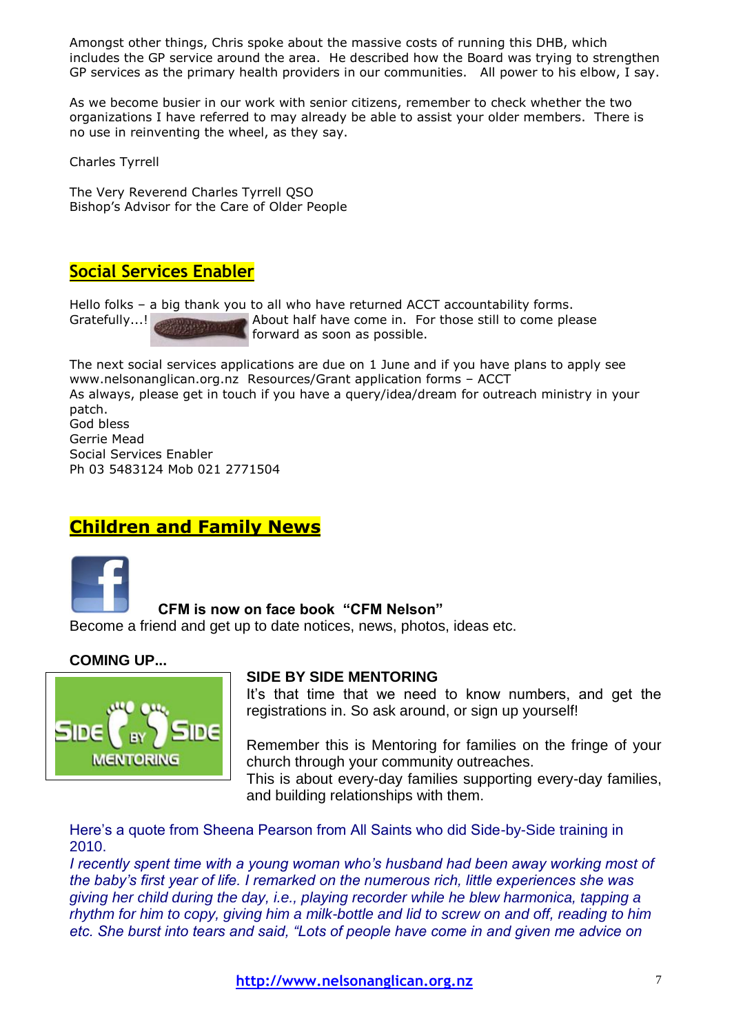Amongst other things, Chris spoke about the massive costs of running this DHB, which includes the GP service around the area. He described how the Board was trying to strengthen GP services as the primary health providers in our communities. All power to his elbow, I say.

As we become busier in our work with senior citizens, remember to check whether the two organizations I have referred to may already be able to assist your older members. There is no use in reinventing the wheel, as they say.

Charles Tyrrell

The Very Reverend Charles Tyrrell QSO
Bishop's Advisor for the Care of Older People

## Social Services Enabler

Hello folks – a big thank you to all who have returned ACCT accountability forms.
Gratefully...! About half have come in. For those still to come please forward as soon as possible.

The next social services applications are due on 1 June and if you have plans to apply see www.nelsonanglican.org.nz Resources/Grant application forms – ACCT
As always, please get in touch if you have a query/idea/dream for outreach ministry in your patch.
God bless
Gerrie Mead
Social Services Enabler
Ph 03 5483124 Mob 021 2771504

## Children and Family News

**CFM is now on face book "CFM Nelson"**
Become a friend and get up to date notices, news, photos, ideas etc.

**COMING UP...**

**SIDE BY SIDE MENTORING**
It's that time that we need to know numbers, and get the registrations in. So ask around, or sign up yourself!

Remember this is Mentoring for families on the fringe of your church through your community outreaches.
This is about every-day families supporting every-day families, and building relationships with them.

Here's a quote from Sheena Pearson from All Saints who did Side-by-Side training in 2010.
*I recently spent time with a young woman who's husband had been away working most of the baby's first year of life. I remarked on the numerous rich, little experiences she was giving her child during the day, i.e., playing recorder while he blew harmonica, tapping a rhythm for him to copy, giving him a milk-bottle and lid to screw on and off, reading to him etc. She burst into tears and said, "Lots of people have come in and given me advice on*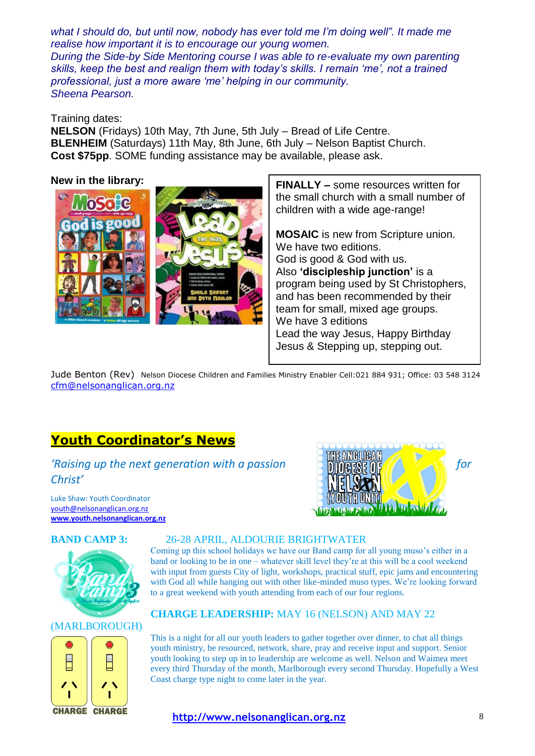*what I should do, but until now, nobody has ever told me I'm doing well". It made me realise how important it is to encourage our young women.*
*During the Side-by Side Mentoring course I was able to re-evaluate my own parenting skills, keep the best and realign them with today's skills. I remain 'me', not a trained professional, just a more aware 'me' helping in our community.*
*Sheena Pearson.*

Training dates:
**NELSON** (Fridays) 10th May, 7th June, 5th July – Bread of Life Centre.
**BLENHEIM** (Saturdays) 11th May, 8th June, 6th July – Nelson Baptist Church.
**Cost $75pp**. SOME funding assistance may be available, please ask.

**New in the library:**

**FINALLY –** some resources written for the small church with a small number of children with a wide age-range!

**MOSAIC** is new from Scripture union. We have two editions.
God is good & God with us.
Also **'discipleship junction'** is a program being used by St Christophers, and has been recommended by their team for small, mixed age groups.
We have 3 editions
Lead the way Jesus, Happy Birthday Jesus & Stepping up, stepping out.

Jude Benton (Rev) Nelson Diocese Children and Families Ministry Enabler Cell:021 884 931; Office: 03 548 3124
cfm@nelsonanglican.org.nz

## Youth Coordinator's News

*'Raising up the next generation with a passion for Christ'*

Luke Shaw: Youth Coordinator
youth@nelsonanglican.org.nz
**www.youth.nelsonanglican.org.nz**

**BAND CAMP 3:** 26-28 APRIL, ALDOURIE BRIGHTWATER

Coming up this school holidays we have our Band camp for all young muso's either in a band or looking to be in one – whatever skill level they're at this will be a cool weekend with input from guests City of light, workshops, practical stuff, epic jams and encountering with God all while hanging out with other like-minded muso types. We're looking forward to a great weekend with youth attending from each of our four regions.

**CHARGE LEADERSHIP:** MAY 16 (NELSON) AND MAY 22 (MARLBOROUGH)

This is a night for all our youth leaders to gather together over dinner, to chat all things youth ministry, be resourced, network, share, pray and receive input and support. Senior youth looking to step up in to leadership are welcome as well. Nelson and Waimea meet every third Thursday of the month, Marlborough every second Thursday. Hopefully a West Coast charge type night to come later in the year.

**http://www.nelsonanglican.org.nz**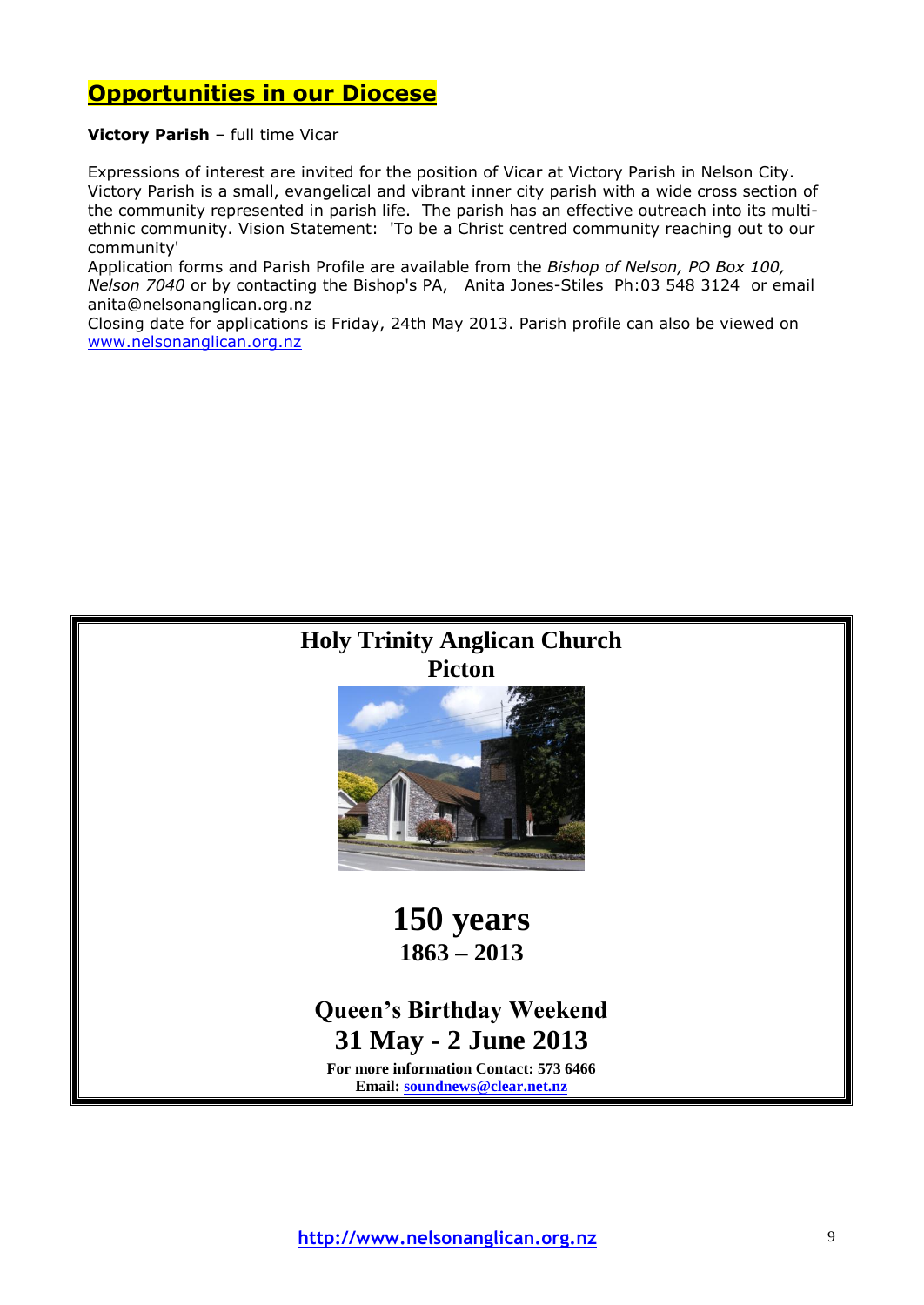## Opportunities in our Diocese

**Victory Parish** – full time Vicar

Expressions of interest are invited for the position of Vicar at Victory Parish in Nelson City. Victory Parish is a small, evangelical and vibrant inner city parish with a wide cross section of the community represented in parish life. The parish has an effective outreach into its multi-ethnic community. Vision Statement: 'To be a Christ centred community reaching out to our community'

Application forms and Parish Profile are available from the *Bishop of Nelson, PO Box 100, Nelson 7040* or by contacting the Bishop's PA, Anita Jones-Stiles Ph:03 548 3124 or email anita@nelsonanglican.org.nz

Closing date for applications is Friday, 24th May 2013. Parish profile can also be viewed on [www.nelsonanglican.org.nz](http://www.nelsonanglican.org.nz)

---

**Holy Trinity Anglican Church**
**Picton**

# 150 years

**1863 – 2013**

**Queen's Birthday Weekend**
**31 May - 2 June 2013**

**For more information Contact: 573 6466**
**Email: soundnews@clear.net.nz**

http://www.nelsonanglican.org.nz